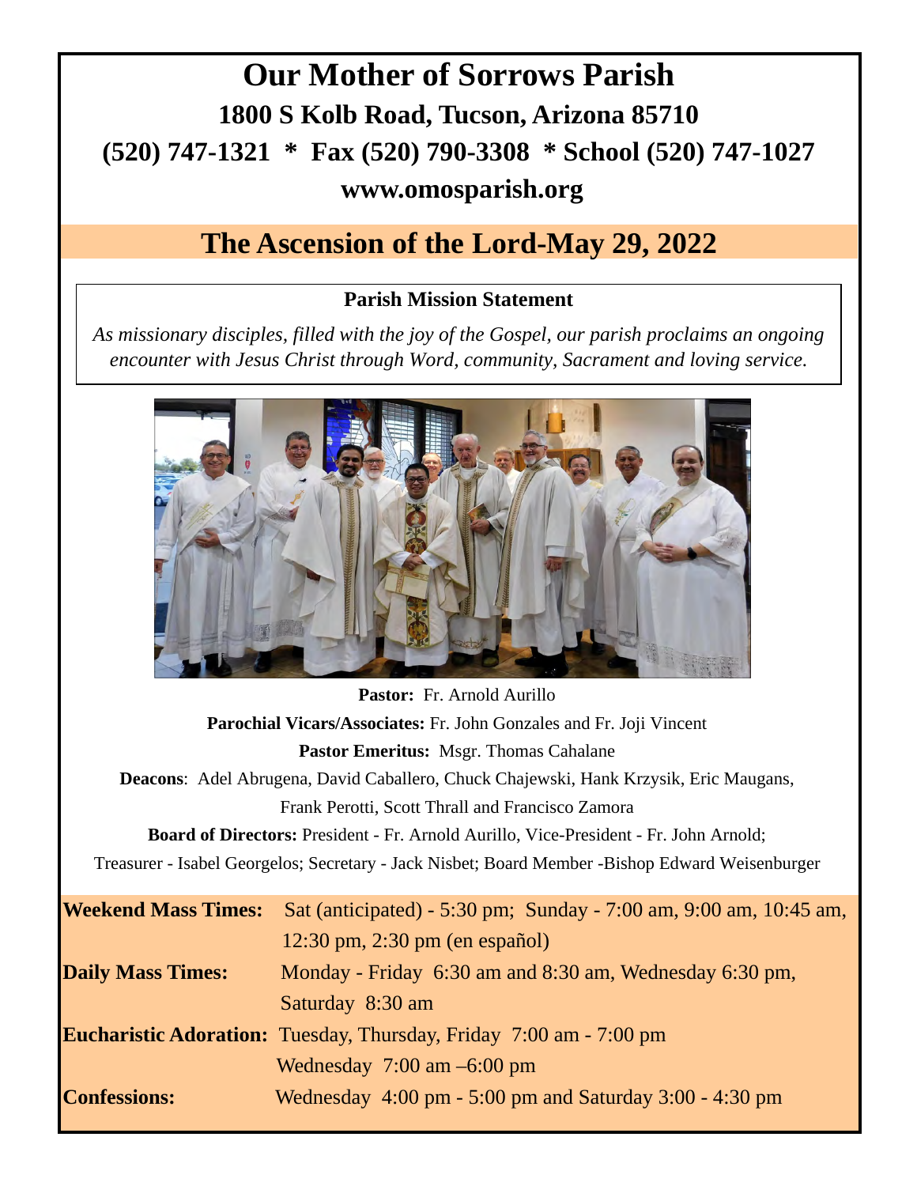# Our Mother of Sorrows Parish

## 1800 S Kolb Road, Tucson, Arizona 85710

## (520) 747-1321 * Fax (520) 790-3308 * School (520) 747-1027

## www.omosparish.org

# The Ascension of the Lord-May 29, 2022

**Parish Mission Statement**

*As missionary disciples, filled with the joy of the Gospel, our parish proclaims an ongoing encounter with Jesus Christ through Word, community, Sacrament and loving service.*

**Pastor:** Fr. Arnold Aurillo

**Parochial Vicars/Associates:** Fr. John Gonzales and Fr. Joji Vincent

**Pastor Emeritus:** Msgr. Thomas Cahalane

**Deacons**: Adel Abrugena, David Caballero, Chuck Chajewski, Hank Krzysik, Eric Maugans, Frank Perotti, Scott Thrall and Francisco Zamora

**Board of Directors:** President - Fr. Arnold Aurillo, Vice-President - Fr. John Arnold; Treasurer - Isabel Georgelos; Secretary - Jack Nisbet; Board Member -Bishop Edward Weisenburger

| | |
|---|---|
| **Weekend Mass Times:** | Sat (anticipated) - 5:30 pm; Sunday - 7:00 am, 9:00 am, 10:45 am, 12:30 pm, 2:30 pm (en español) |
| **Daily Mass Times:** | Monday - Friday 6:30 am and 8:30 am, Wednesday 6:30 pm, Saturday 8:30 am |
| **Eucharistic Adoration:** | Tuesday, Thursday, Friday 7:00 am - 7:00 pm<br>Wednesday 7:00 am –6:00 pm |
| **Confessions:** | Wednesday 4:00 pm - 5:00 pm and Saturday 3:00 - 4:30 pm |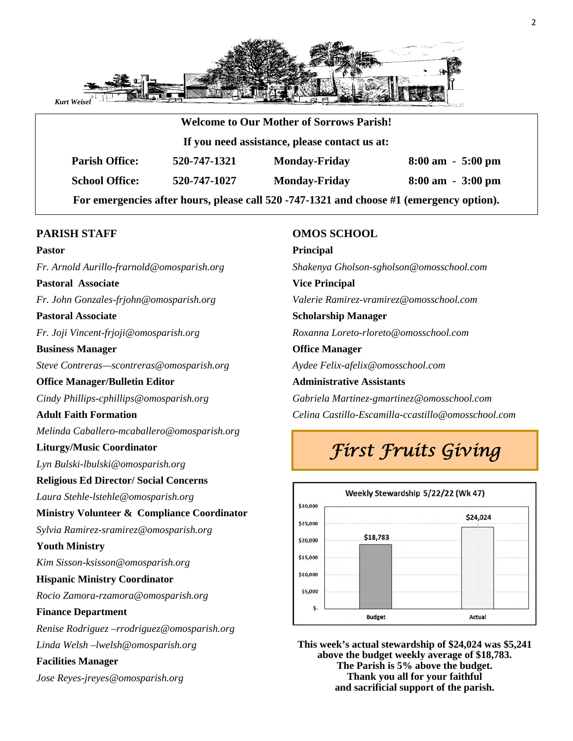Kurt Weisel

**Welcome to Our Mother of Sorrows Parish!**

**If you need assistance, please contact us at:**

| | | | |
|---|---|---|---|
| **Parish Office:** | **520-747-1321** | **Monday-Friday** | **8:00 am - 5:00 pm** |
| **School Office:** | **520-747-1027** | **Monday-Friday** | **8:00 am - 3:00 pm** |

**For emergencies after hours, please call 520 -747-1321 and choose #1 (emergency option).**

## PARISH STAFF

**Pastor**
*Fr. Arnold Aurillo-frarnold@omosparish.org*

**Pastoral Associate**
*Fr. John Gonzales-frjohn@omosparish.org*

**Pastoral Associate**
*Fr. Joji Vincent-frjoji@omosparish.org*

**Business Manager**
*Steve Contreras—scontreras@omosparish.org*

**Office Manager/Bulletin Editor**
*Cindy Phillips-cphillips@omosparish.org*

**Adult Faith Formation**
*Melinda Caballero-mcaballero@omosparish.org*

**Liturgy/Music Coordinator**
*Lyn Bulski-lbulski@omosparish.org*

**Religious Ed Director/ Social Concerns**
*Laura Stehle-lstehle@omosparish.org*

**Ministry Volunteer & Compliance Coordinator**
*Sylvia Ramirez-sramirez@omosparish.org*

**Youth Ministry**
*Kim Sisson-ksisson@omosparish.org*

**Hispanic Ministry Coordinator**
*Rocio Zamora-rzamora@omosparish.org*

**Finance Department**
*Renise Rodriguez –rrodriguez@omosparish.org*
*Linda Welsh –lwelsh@omosparish.org*

**Facilities Manager**
*Jose Reyes-jreyes@omosparish.org*

## OMOS SCHOOL

**Principal**
*Shakenya Gholson-sgholson@omosschool.com*

**Vice Principal**
*Valerie Ramirez-vramirez@omosschool.com*

**Scholarship Manager**
*Roxanna Loreto-rloreto@omosschool.com*

**Office Manager**
*Aydee Felix-afelix@omosschool.com*

**Administrative Assistants**
*Gabriela Martinez-gmartinez@omosschool.com*
*Celina Castillo-Escamilla-ccastillo@omosschool.com*

## *First Fruits Giving*

Weekly Stewardship 5/22/22 (Wk 47)

| | Budget | Actual |
|---|---|---|
| Amount | $18,783 | $24,024 |

**This week's actual stewardship of $24,024 was $5,241 above the budget weekly average of $18,783.**
**The Parish is 5% above the budget.**
**Thank you all for your faithful and sacrificial support of the parish.**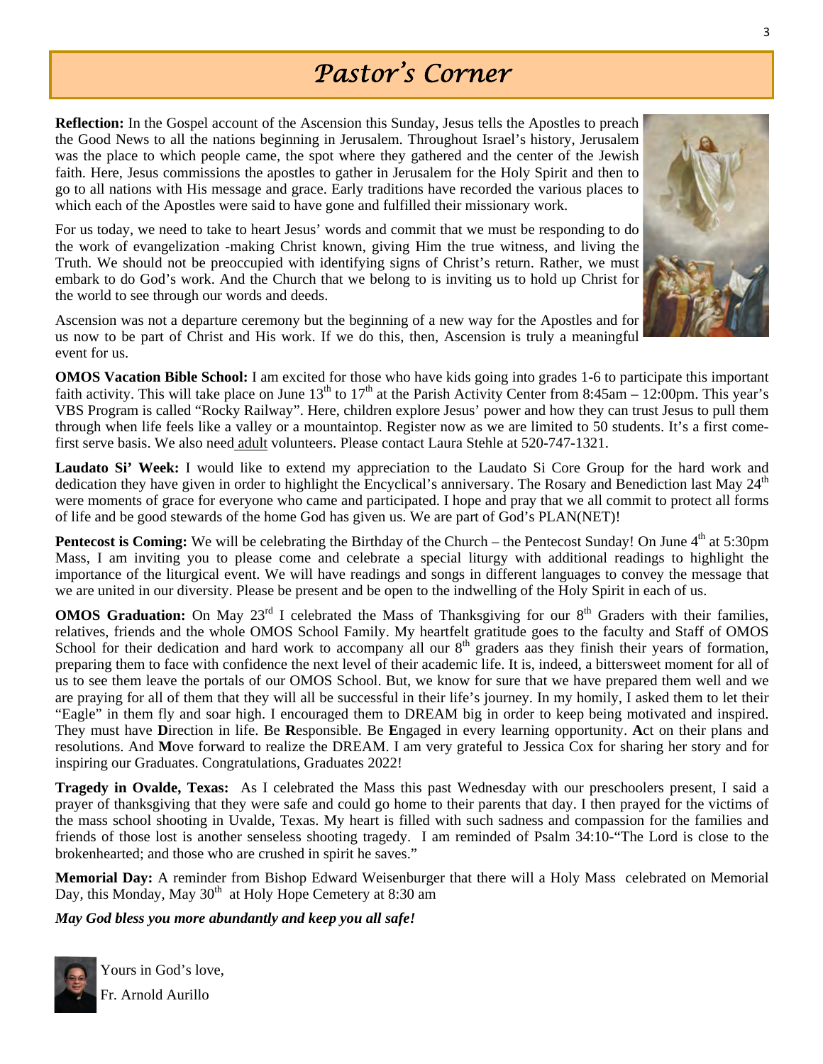# *Pastor's Corner*

**Reflection:** In the Gospel account of the Ascension this Sunday, Jesus tells the Apostles to preach the Good News to all the nations beginning in Jerusalem. Throughout Israel's history, Jerusalem was the place to which people came, the spot where they gathered and the center of the Jewish faith. Here, Jesus commissions the apostles to gather in Jerusalem for the Holy Spirit and then to go to all nations with His message and grace. Early traditions have recorded the various places to which each of the Apostles were said to have gone and fulfilled their missionary work.

For us today, we need to take to heart Jesus' words and commit that we must be responding to do the work of evangelization -making Christ known, giving Him the true witness, and living the Truth. We should not be preoccupied with identifying signs of Christ's return. Rather, we must embark to do God's work. And the Church that we belong to is inviting us to hold up Christ for the world to see through our words and deeds.

Ascension was not a departure ceremony but the beginning of a new way for the Apostles and for us now to be part of Christ and His work. If we do this, then, Ascension is truly a meaningful event for us.

**OMOS Vacation Bible School:** I am excited for those who have kids going into grades 1-6 to participate this important faith activity. This will take place on June 13th to 17th at the Parish Activity Center from 8:45am – 12:00pm. This year's VBS Program is called "Rocky Railway". Here, children explore Jesus' power and how they can trust Jesus to pull them through when life feels like a valley or a mountaintop. Register now as we are limited to 50 students. It's a first come-first serve basis. We also need adult volunteers. Please contact Laura Stehle at 520-747-1321.

**Laudato Si' Week:** I would like to extend my appreciation to the Laudato Si Core Group for the hard work and dedication they have given in order to highlight the Encyclical's anniversary. The Rosary and Benediction last May 24th were moments of grace for everyone who came and participated. I hope and pray that we all commit to protect all forms of life and be good stewards of the home God has given us. We are part of God's PLAN(NET)!

**Pentecost is Coming:** We will be celebrating the Birthday of the Church – the Pentecost Sunday! On June 4th at 5:30pm Mass, I am inviting you to please come and celebrate a special liturgy with additional readings to highlight the importance of the liturgical event. We will have readings and songs in different languages to convey the message that we are united in our diversity. Please be present and be open to the indwelling of the Holy Spirit in each of us.

**OMOS Graduation:** On May 23rd I celebrated the Mass of Thanksgiving for our 8th Graders with their families, relatives, friends and the whole OMOS School Family. My heartfelt gratitude goes to the faculty and Staff of OMOS School for their dedication and hard work to accompany all our 8th graders aas they finish their years of formation, preparing them to face with confidence the next level of their academic life. It is, indeed, a bittersweet moment for all of us to see them leave the portals of our OMOS School. But, we know for sure that we have prepared them well and we are praying for all of them that they will all be successful in their life's journey. In my homily, I asked them to let their "Eagle" in them fly and soar high. I encouraged them to DREAM big in order to keep being motivated and inspired. They must have **D**irection in life. Be **R**esponsible. Be **E**ngaged in every learning opportunity. **A**ct on their plans and resolutions. And **M**ove forward to realize the DREAM. I am very grateful to Jessica Cox for sharing her story and for inspiring our Graduates. Congratulations, Graduates 2022!

**Tragedy in Ovalde, Texas:** As I celebrated the Mass this past Wednesday with our preschoolers present, I said a prayer of thanksgiving that they were safe and could go home to their parents that day. I then prayed for the victims of the mass school shooting in Uvalde, Texas. My heart is filled with such sadness and compassion for the families and friends of those lost is another senseless shooting tragedy. I am reminded of Psalm 34:10-"The Lord is close to the brokenhearted; and those who are crushed in spirit he saves."

**Memorial Day:** A reminder from Bishop Edward Weisenburger that there will a Holy Mass celebrated on Memorial Day, this Monday, May 30th at Holy Hope Cemetery at 8:30 am

***May God bless you more abundantly and keep you all safe!***

Yours in God's love,

Fr. Arnold Aurillo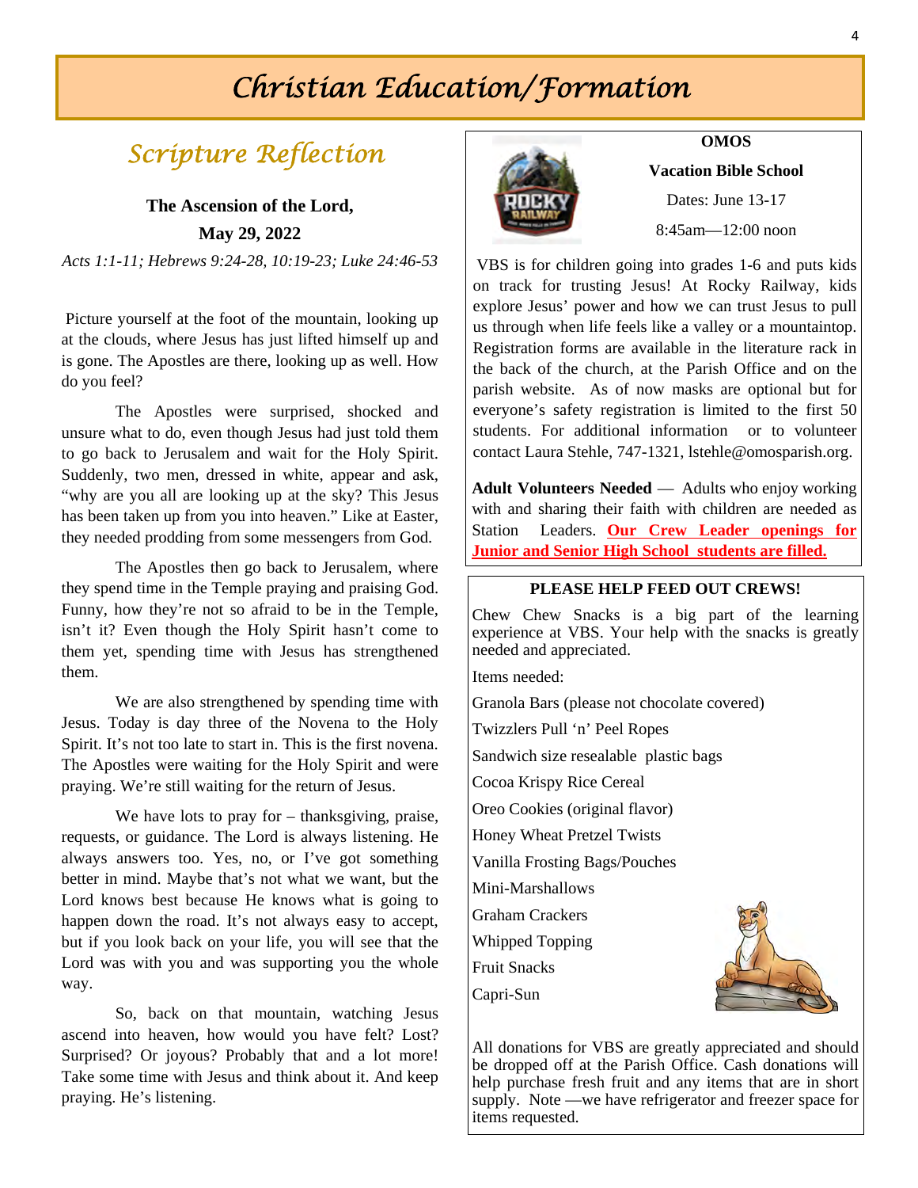# Christian Education/Formation

## Scripture Reflection

**The Ascension of the Lord,**
**May 29, 2022**

*Acts 1:1-11; Hebrews 9:24-28, 10:19-23; Luke 24:46-53*

Picture yourself at the foot of the mountain, looking up at the clouds, where Jesus has just lifted himself up and is gone. The Apostles are there, looking up as well. How do you feel?

The Apostles were surprised, shocked and unsure what to do, even though Jesus had just told them to go back to Jerusalem and wait for the Holy Spirit. Suddenly, two men, dressed in white, appear and ask, "why are you all are looking up at the sky? This Jesus has been taken up from you into heaven." Like at Easter, they needed prodding from some messengers from God.

The Apostles then go back to Jerusalem, where they spend time in the Temple praying and praising God. Funny, how they're not so afraid to be in the Temple, isn't it? Even though the Holy Spirit hasn't come to them yet, spending time with Jesus has strengthened them.

We are also strengthened by spending time with Jesus. Today is day three of the Novena to the Holy Spirit. It's not too late to start in. This is the first novena. The Apostles were waiting for the Holy Spirit and were praying. We're still waiting for the return of Jesus.

We have lots to pray for – thanksgiving, praise, requests, or guidance. The Lord is always listening. He always answers too. Yes, no, or I've got something better in mind. Maybe that's not what we want, but the Lord knows best because He knows what is going to happen down the road. It's not always easy to accept, but if you look back on your life, you will see that the Lord was with you and was supporting you the whole way.

So, back on that mountain, watching Jesus ascend into heaven, how would you have felt? Lost? Surprised? Or joyous? Probably that and a lot more! Take some time with Jesus and think about it. And keep praying. He's listening.

**OMOS**

**Vacation Bible School**

Dates: June 13-17

8:45am—12:00 noon

VBS is for children going into grades 1-6 and puts kids on track for trusting Jesus! At Rocky Railway, kids explore Jesus' power and how we can trust Jesus to pull us through when life feels like a valley or a mountaintop. Registration forms are available in the literature rack in the back of the church, at the Parish Office and on the parish website. As of now masks are optional but for everyone's safety registration is limited to the first 50 students. For additional information or to volunteer contact Laura Stehle, 747-1321, lstehle@omosparish.org.

**Adult Volunteers Needed** — Adults who enjoy working with and sharing their faith with children are needed as Station Leaders. **Our Crew Leader openings for Junior and Senior High School students are filled.**

**PLEASE HELP FEED OUT CREWS!**

Chew Chew Snacks is a big part of the learning experience at VBS. Your help with the snacks is greatly needed and appreciated.

Items needed:

Granola Bars (please not chocolate covered)

Twizzlers Pull 'n' Peel Ropes

Sandwich size resealable plastic bags

Cocoa Krispy Rice Cereal

Oreo Cookies (original flavor)

Honey Wheat Pretzel Twists

Vanilla Frosting Bags/Pouches

Mini-Marshallows

Graham Crackers

Whipped Topping

Fruit Snacks

Capri-Sun

All donations for VBS are greatly appreciated and should be dropped off at the Parish Office. Cash donations will help purchase fresh fruit and any items that are in short supply. Note —we have refrigerator and freezer space for items requested.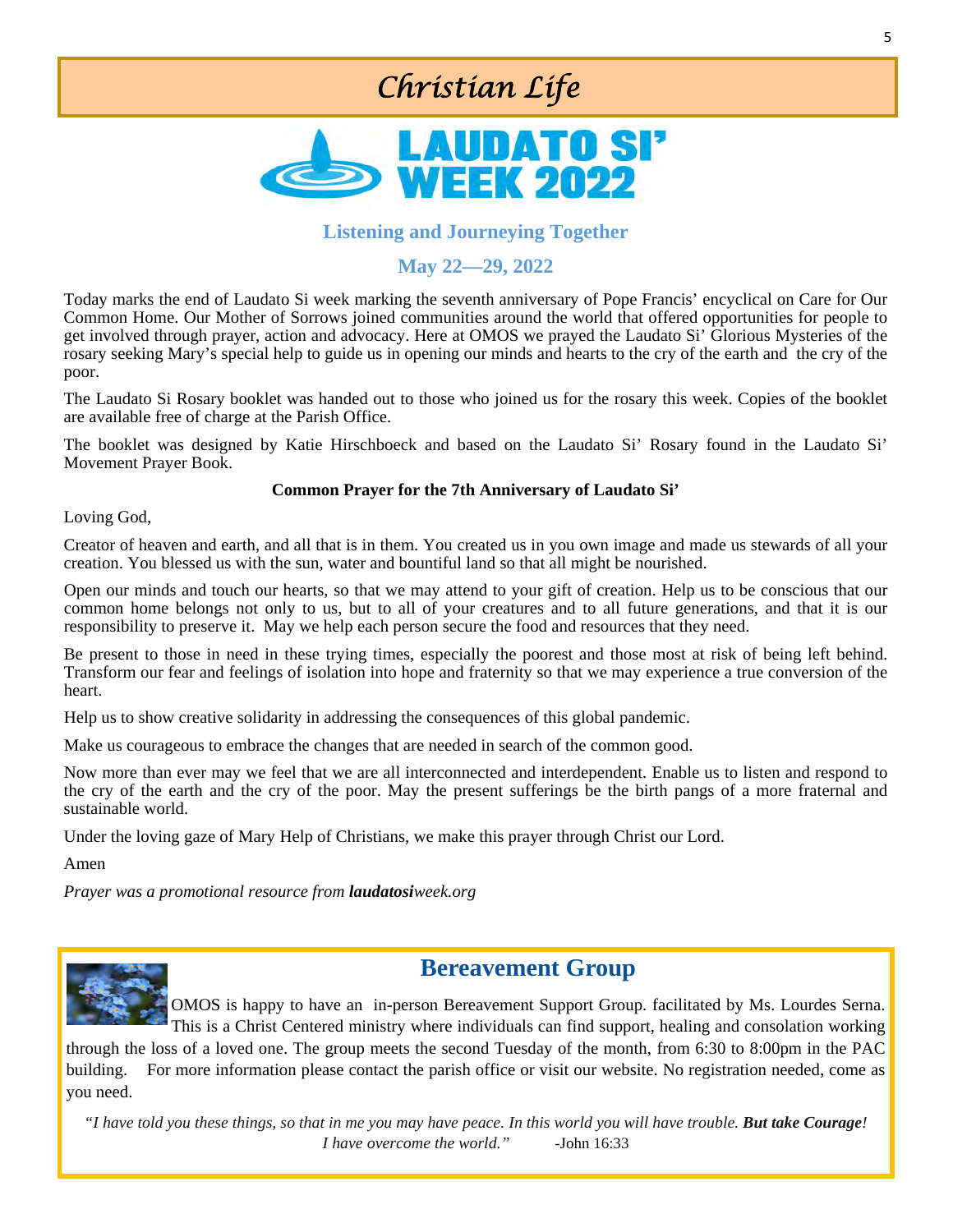# Christian Life

# LAUDATO SI' WEEK 2022

### Listening and Journeying Together

### May 22—29, 2022

Today marks the end of Laudato Si week marking the seventh anniversary of Pope Francis' encyclical on Care for Our Common Home. Our Mother of Sorrows joined communities around the world that offered opportunities for people to get involved through prayer, action and advocacy. Here at OMOS we prayed the Laudato Si' Glorious Mysteries of the rosary seeking Mary's special help to guide us in opening our minds and hearts to the cry of the earth and the cry of the poor.

The Laudato Si Rosary booklet was handed out to those who joined us for the rosary this week. Copies of the booklet are available free of charge at the Parish Office.

The booklet was designed by Katie Hirschboeck and based on the Laudato Si' Rosary found in the Laudato Si' Movement Prayer Book.

**Common Prayer for the 7th Anniversary of Laudato Si'**

Loving God,

Creator of heaven and earth, and all that is in them. You created us in you own image and made us stewards of all your creation. You blessed us with the sun, water and bountiful land so that all might be nourished.

Open our minds and touch our hearts, so that we may attend to your gift of creation. Help us to be conscious that our common home belongs not only to us, but to all of your creatures and to all future generations, and that it is our responsibility to preserve it. May we help each person secure the food and resources that they need.

Be present to those in need in these trying times, especially the poorest and those most at risk of being left behind. Transform our fear and feelings of isolation into hope and fraternity so that we may experience a true conversion of the heart.

Help us to show creative solidarity in addressing the consequences of this global pandemic.

Make us courageous to embrace the changes that are needed in search of the common good.

Now more than ever may we feel that we are all interconnected and interdependent. Enable us to listen and respond to the cry of the earth and the cry of the poor. May the present sufferings be the birth pangs of a more fraternal and sustainable world.

Under the loving gaze of Mary Help of Christians, we make this prayer through Christ our Lord.

Amen

*Prayer was a promotional resource from **laudatosi**week.org*

## Bereavement Group

OMOS is happy to have an in-person Bereavement Support Group. facilitated by Ms. Lourdes Serna. This is a Christ Centered ministry where individuals can find support, healing and consolation working through the loss of a loved one. The group meets the second Tuesday of the month, from 6:30 to 8:00pm in the PAC building. For more information please contact the parish office or visit our website. No registration needed, come as you need.

*"I have told you these things, so that in me you may have peace. In this world you will have trouble. **But take Courage**! I have overcome the world."* -John 16:33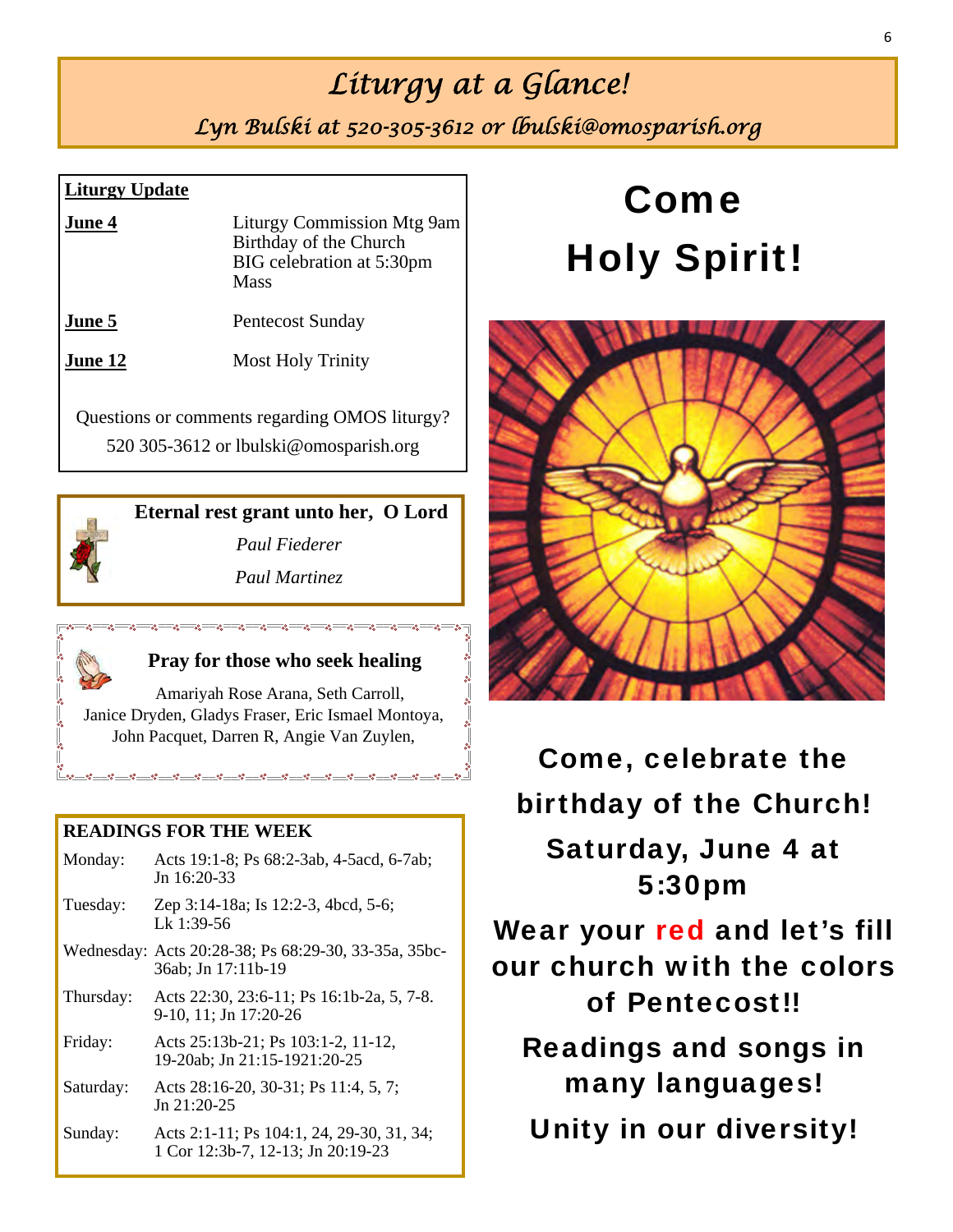# Liturgy at a Glance!

*Lyn Bulski at 520-305-3612 or lbulski@omosparish.org*

**Liturgy Update**

| | |
|---|---|
| **June 4** | Liturgy Commission Mtg 9am<br>Birthday of the Church BIG celebration at 5:30pm Mass |
| **June 5** | Pentecost Sunday |
| **June 12** | Most Holy Trinity |

Questions or comments regarding OMOS liturgy?
520 305-3612 or lbulski@omosparish.org

**Eternal rest grant unto her, O Lord**

*Paul Fiederer*

*Paul Martinez*

**Pray for those who seek healing**

Amariyah Rose Arana, Seth Carroll, Janice Dryden, Gladys Fraser, Eric Ismael Montoya, John Pacquet, Darren R, Angie Van Zuylen,

**READINGS FOR THE WEEK**

| | |
|---|---|
| Monday: | Acts 19:1-8; Ps 68:2-3ab, 4-5acd, 6-7ab; Jn 16:20-33 |
| Tuesday: | Zep 3:14-18a; Is 12:2-3, 4bcd, 5-6; Lk 1:39-56 |
| Wednesday: | Acts 20:28-38; Ps 68:29-30, 33-35a, 35bc-36ab; Jn 17:11b-19 |
| Thursday: | Acts 22:30, 23:6-11; Ps 16:1b-2a, 5, 7-8. 9-10, 11; Jn 17:20-26 |
| Friday: | Acts 25:13b-21; Ps 103:1-2, 11-12, 19-20ab; Jn 21:15-1921:20-25 |
| Saturday: | Acts 28:16-20, 30-31; Ps 11:4, 5, 7; Jn 21:20-25 |
| Sunday: | Acts 2:1-11; Ps 104:1, 24, 29-30, 31, 34; 1 Cor 12:3b-7, 12-13; Jn 20:19-23 |

# Come Holy Spirit!

**Come, celebrate the birthday of the Church!**

**Saturday, June 4 at 5:30pm**

**Wear your red and let's fill our church with the colors of Pentecost!!**

**Readings and songs in many languages!**

**Unity in our diversity!**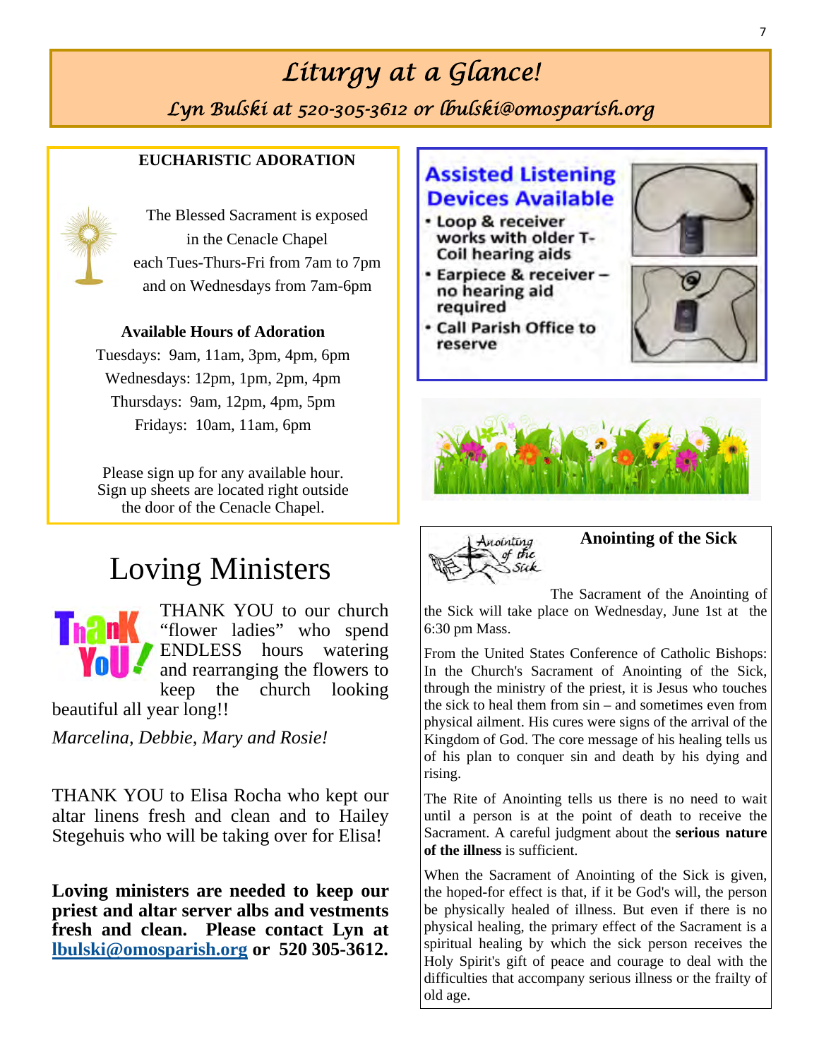# Liturgy at a Glance!

## Lyn Bulski at 520-305-3612 or lbulski@omosparish.org

### EUCHARISTIC ADORATION

The Blessed Sacrament is exposed in the Cenacle Chapel each Tues-Thurs-Fri from 7am to 7pm and on Wednesdays from 7am-6pm

**Available Hours of Adoration**

Tuesdays: 9am, 11am, 3pm, 4pm, 6pm
Wednesdays: 12pm, 1pm, 2pm, 4pm
Thursdays: 9am, 12pm, 4pm, 5pm
Fridays: 10am, 11am, 6pm

Please sign up for any available hour. Sign up sheets are located right outside the door of the Cenacle Chapel.

## Loving Ministers

THANK YOU to our church "flower ladies" who spend ENDLESS hours watering and rearranging the flowers to keep the church looking beautiful all year long!!

*Marcelina, Debbie, Mary and Rosie!*

THANK YOU to Elisa Rocha who kept our altar linens fresh and clean and to Hailey Stegehuis who will be taking over for Elisa!

**Loving ministers are needed to keep our priest and altar server albs and vestments fresh and clean. Please contact Lyn at lbulski@omosparish.org or 520 305-3612.**

### Assisted Listening Devices Available

- Loop & receiver works with older T-Coil hearing aids
- Earpiece & receiver – no hearing aid required
- Call Parish Office to reserve

### Anointing of the Sick

The Sacrament of the Anointing of the Sick will take place on Wednesday, June 1st at the 6:30 pm Mass.

From the United States Conference of Catholic Bishops: In the Church's Sacrament of Anointing of the Sick, through the ministry of the priest, it is Jesus who touches the sick to heal them from sin – and sometimes even from physical ailment. His cures were signs of the arrival of the Kingdom of God. The core message of his healing tells us of his plan to conquer sin and death by his dying and rising.

The Rite of Anointing tells us there is no need to wait until a person is at the point of death to receive the Sacrament. A careful judgment about the **serious nature of the illness** is sufficient.

When the Sacrament of Anointing of the Sick is given, the hoped-for effect is that, if it be God's will, the person be physically healed of illness. But even if there is no physical healing, the primary effect of the Sacrament is a spiritual healing by which the sick person receives the Holy Spirit's gift of peace and courage to deal with the difficulties that accompany serious illness or the frailty of old age.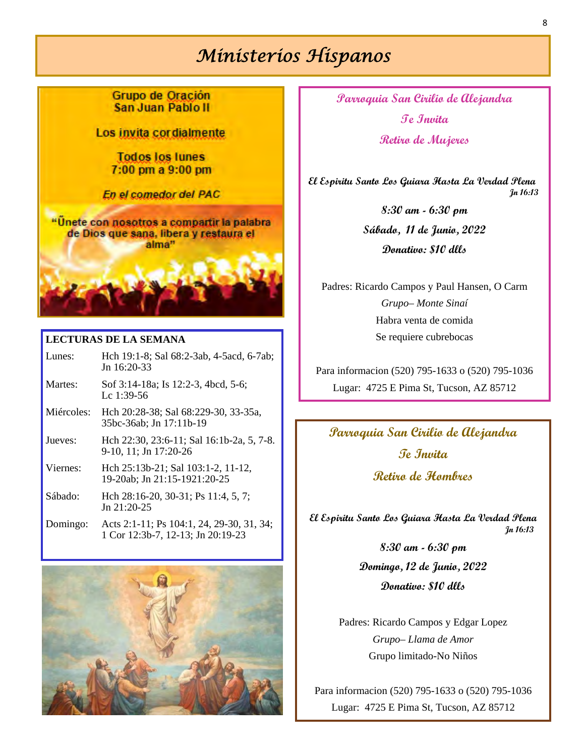# Ministerios Hispanos

**Grupo de Oración San Juan Pablo II**

Los invita cordialmente

Todos los lunes
7:00 pm a 9:00 pm

*En el comedor del PAC*

"Ũnete con nosotros a compartir la palabra de Dios que sana, libera y restaura el alma"

**LECTURAS DE LA SEMANA**

| | |
|---|---|
| Lunes: | Hch 19:1-8; Sal 68:2-3ab, 4-5acd, 6-7ab; Jn 16:20-33 |
| Martes: | Sof 3:14-18a; Is 12:2-3, 4bcd, 5-6; Lc 1:39-56 |
| Miércoles: | Hch 20:28-38; Sal 68:229-30, 33-35a, 35bc-36ab; Jn 17:11b-19 |
| Jueves: | Hch 22:30, 23:6-11; Sal 16:1b-2a, 5, 7-8. 9-10, 11; Jn 17:20-26 |
| Viernes: | Hch 25:13b-21; Sal 103:1-2, 11-12, 19-20ab; Jn 21:15-1921:20-25 |
| Sábado: | Hch 28:16-20, 30-31; Ps 11:4, 5, 7; Jn 21:20-25 |
| Domingo: | Acts 2:1-11; Ps 104:1, 24, 29-30, 31, 34; 1 Cor 12:3b-7, 12-13; Jn 20:19-23 |

**Parroquia San Cirilio de Alejandra**

**Te Invita**

**Retiro de Mujeres**

**El Espiritu Santo Los Guiara Hasta La Verdad Plena**
*Jn 16:13*

**8:30 am - 6:30 pm**

**Sábado, 11 de Junio, 2022**

**Donativo: $10 dlls**

Padres: Ricardo Campos y Paul Hansen, O Carm

*Grupo– Monte Sinaí*

Habra venta de comida

Se requiere cubrebocas

Para informacion (520) 795-1633 o (520) 795-1036

Lugar: 4725 E Pima St, Tucson, AZ 85712

**Parroquia San Cirilio de Alejandra**

**Te Invita**

**Retiro de Hombres**

**El Espiritu Santo Los Guiara Hasta La Verdad Plena**
*Jn 16:13*

**8:30 am - 6:30 pm**

**Domingo, 12 de Junio, 2022**

**Donativo: $10 dlls**

Padres: Ricardo Campos y Edgar Lopez

*Grupo– Llama de Amor*

Grupo limitado-No Niños

Para informacion (520) 795-1633 o (520) 795-1036

Lugar: 4725 E Pima St, Tucson, AZ 85712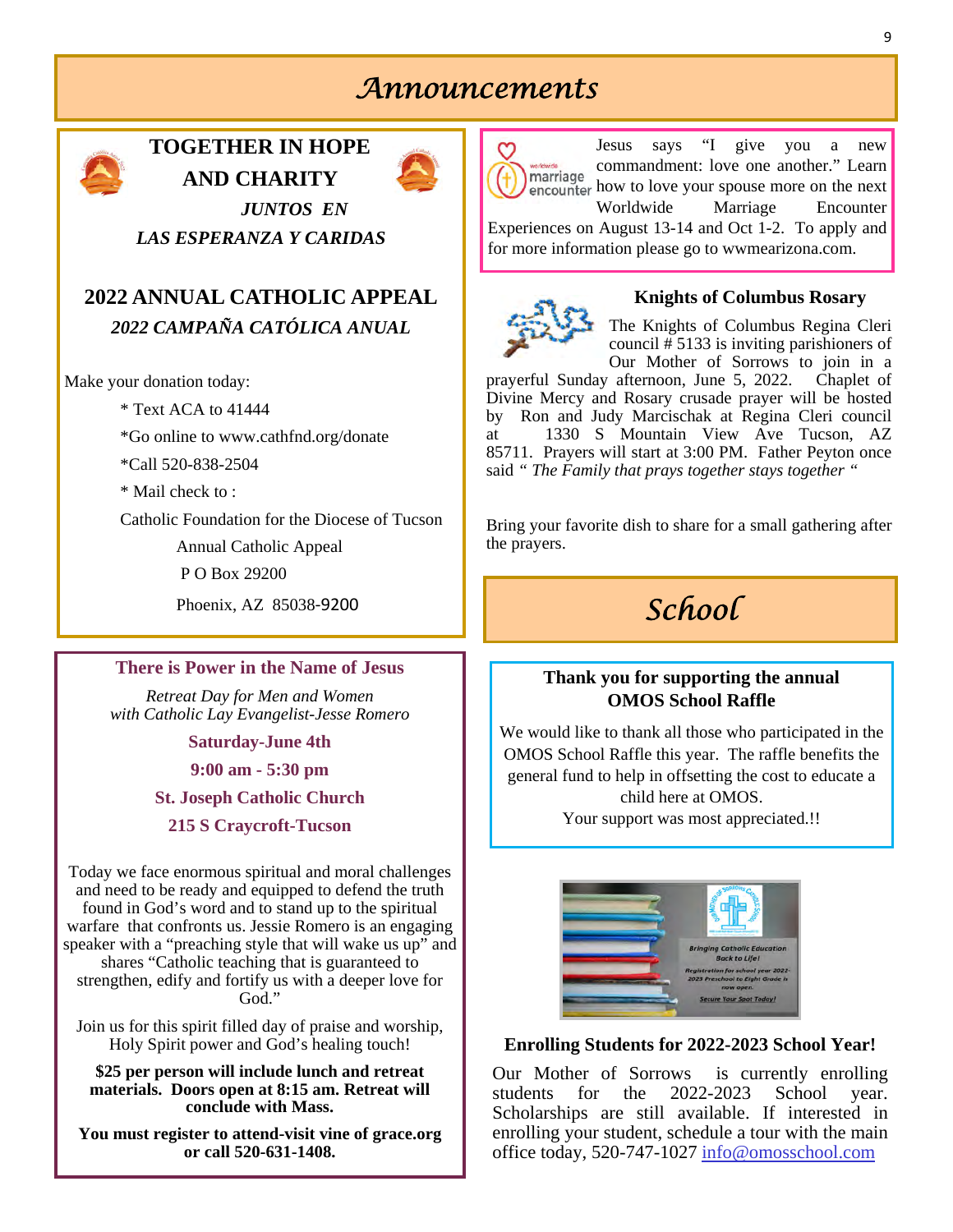# Announcements

## TOGETHER IN HOPE AND CHARITY

*JUNTOS EN LAS ESPERANZA Y CARIDAS*

## 2022 ANNUAL CATHOLIC APPEAL

*2022 CAMPAÑA CATÓLICA ANUAL*

Make your donation today:

* Text ACA to 41444
* Go online to www.cathfnd.org/donate
* Call 520-838-2504
* Mail check to :

Catholic Foundation for the Diocese of Tucson
Annual Catholic Appeal
P O Box 29200
Phoenix, AZ 85038-9200

## There is Power in the Name of Jesus

*Retreat Day for Men and Women with Catholic Lay Evangelist-Jesse Romero*

**Saturday-June 4th**

**9:00 am - 5:30 pm**

**St. Joseph Catholic Church**

**215 S Craycroft-Tucson**

Today we face enormous spiritual and moral challenges and need to be ready and equipped to defend the truth found in God's word and to stand up to the spiritual warfare that confronts us. Jessie Romero is an engaging speaker with a "preaching style that will wake us up" and shares "Catholic teaching that is guaranteed to strengthen, edify and fortify us with a deeper love for God."

Join us for this spirit filled day of praise and worship, Holy Spirit power and God's healing touch!

**$25 per person will include lunch and retreat materials. Doors open at 8:15 am. Retreat will conclude with Mass.**

**You must register to attend-visit vine of grace.org or call 520-631-1408.**

---

Jesus says "I give you a new commandment: love one another." Learn how to love your spouse more on the next Worldwide Marriage Encounter Experiences on August 13-14 and Oct 1-2. To apply and for more information please go to wwmearizona.com.

## Knights of Columbus Rosary

The Knights of Columbus Regina Cleri council # 5133 is inviting parishioners of Our Mother of Sorrows to join in a prayerful Sunday afternoon, June 5, 2022. Chaplet of Divine Mercy and Rosary crusade prayer will be hosted by Ron and Judy Marcischak at Regina Cleri council at 1330 S Mountain View Ave Tucson, AZ 85711. Prayers will start at 3:00 PM. Father Peyton once said *" The Family that prays together stays together "*

Bring your favorite dish to share for a small gathering after the prayers.

# School

## Thank you for supporting the annual OMOS School Raffle

We would like to thank all those who participated in the OMOS School Raffle this year. The raffle benefits the general fund to help in offsetting the cost to educate a child here at OMOS.
Your support was most appreciated.!!

Bringing Catholic Education Back to Life!
Registration for school year 2022-2023 Preschool to Eight Grade is now open.
Secure Your Spot Today!

## Enrolling Students for 2022-2023 School Year!

Our Mother of Sorrows is currently enrolling students for the 2022-2023 School year. Scholarships are still available. If interested in enrolling your student, schedule a tour with the main office today, 520-747-1027 info@omosschool.com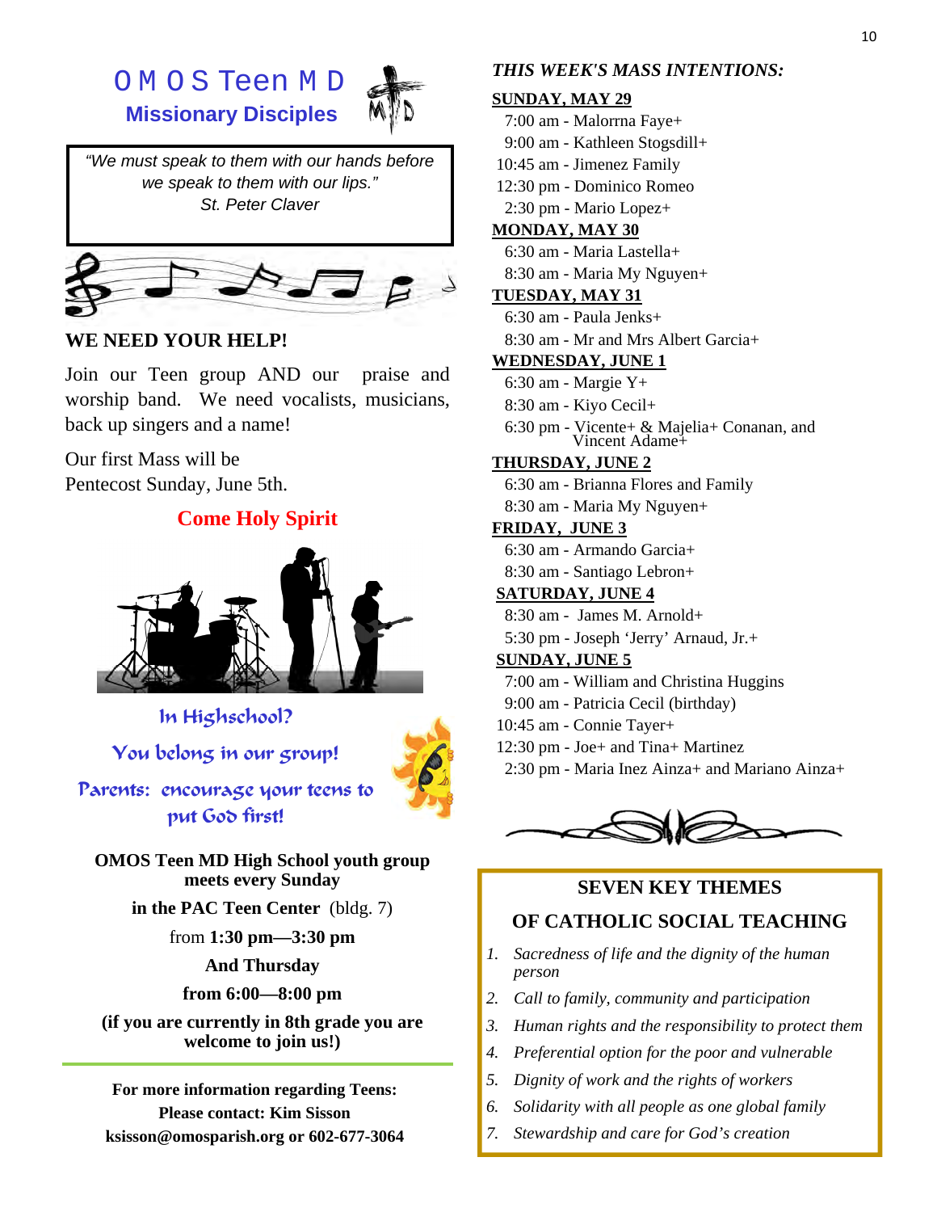# O M O S Teen M D

## Missionary Disciples

*"We must speak to them with our hands before we speak to them with our lips."*
*St. Peter Claver*

**WE NEED YOUR HELP!**

Join our Teen group AND our praise and worship band. We need vocalists, musicians, back up singers and a name!

Our first Mass will be
Pentecost Sunday, June 5th.

**Come Holy Spirit**

In Highschool?

You belong in our group!

Parents: encourage your teens to put God first!

**OMOS Teen MD High School youth group meets every Sunday**

**in the PAC Teen Center** (bldg. 7)

from **1:30 pm—3:30 pm**

**And Thursday**

**from 6:00—8:00 pm**

**(if you are currently in 8th grade you are welcome to join us!)**

**For more information regarding Teens:**
**Please contact: Kim Sisson**
**ksisson@omosparish.org or 602-677-3064**

### *THIS WEEK'S MASS INTENTIONS:*

**SUNDAY, MAY 29**
7:00 am - Malorrna Faye+
9:00 am - Kathleen Stogsdill+
10:45 am - Jimenez Family
12:30 pm - Dominico Romeo
2:30 pm - Mario Lopez+

**MONDAY, MAY 30**
6:30 am - Maria Lastella+
8:30 am - Maria My Nguyen+

**TUESDAY, MAY 31**
6:30 am - Paula Jenks+
8:30 am - Mr and Mrs Albert Garcia+

**WEDNESDAY, JUNE 1**
6:30 am - Margie Y+
8:30 am - Kiyo Cecil+
6:30 pm - Vicente+ & Majelia+ Conanan, and Vincent Adame+

**THURSDAY, JUNE 2**
6:30 am - Brianna Flores and Family
8:30 am - Maria My Nguyen+

**FRIDAY, JUNE 3**
6:30 am - Armando Garcia+
8:30 am - Santiago Lebron+

**SATURDAY, JUNE 4**
8:30 am - James M. Arnold+
5:30 pm - Joseph 'Jerry' Arnaud, Jr.+

**SUNDAY, JUNE 5**
7:00 am - William and Christina Huggins
9:00 am - Patricia Cecil (birthday)
10:45 am - Connie Tayer+
12:30 pm - Joe+ and Tina+ Martinez
2:30 pm - Maria Inez Ainza+ and Mariano Ainza+

## SEVEN KEY THEMES OF CATHOLIC SOCIAL TEACHING

1. *Sacredness of life and the dignity of the human person*
2. *Call to family, community and participation*
3. *Human rights and the responsibility to protect them*
4. *Preferential option for the poor and vulnerable*
5. *Dignity of work and the rights of workers*
6. *Solidarity with all people as one global family*
7. *Stewardship and care for God's creation*